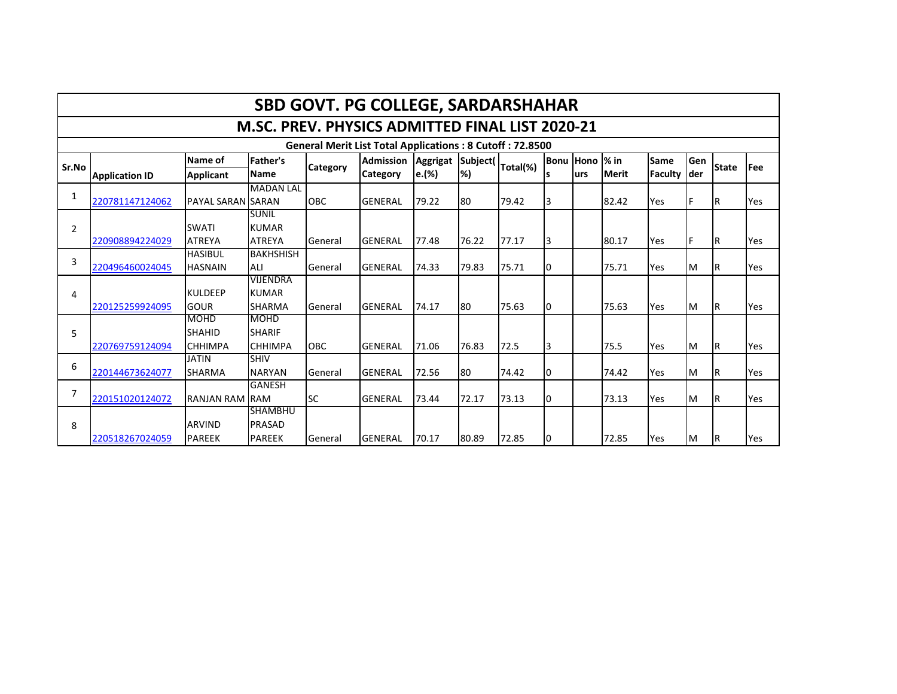# SBD GOVT. PG COLLEGE, SARDARSHAHAR

## M.SC. PREV. PHYSICS ADMITTED FINAL LIST 2020-21

**General Merit List Total Applications : 8 Cutoff : 72.8500**

| Sr.No | Application ID | Name of Applicant | Father's Name | Category | Admission Category | Aggregate.(%) | Subject(%) | Total(%) | Bonus | Honours | % in Merit | Same Faculty | Gender | State | Fee |
|---|---|---|---|---|---|---|---|---|---|---|---|---|---|---|---|
| 1 | 220781147124062 | PAYAL SARAN | MADAN LAL SARAN | OBC | GENERAL | 79.22 | 80 | 79.42 | 3 | | 82.42 | Yes | F | R | Yes |
| 2 | 220908894224029 | SWATI ATREYA | SUNIL KUMAR ATREYA | General | GENERAL | 77.48 | 76.22 | 77.17 | 3 | | 80.17 | Yes | F | R | Yes |
| 3 | 220496460024045 | HASIBUL HASNAIN | BAKHSHISH ALI | General | GENERAL | 74.33 | 79.83 | 75.71 | 0 | | 75.71 | Yes | M | R | Yes |
| 4 | 220125259924095 | KULDEEP GOUR | VIJENDRA KUMAR SHARMA | General | GENERAL | 74.17 | 80 | 75.63 | 0 | | 75.63 | Yes | M | R | Yes |
| 5 | 220769759124094 | MOHD SHAHID CHHIMPA | MOHD SHARIF CHHIMPA | OBC | GENERAL | 71.06 | 76.83 | 72.5 | 3 | | 75.5 | Yes | M | R | Yes |
| 6 | 220144673624077 | JATIN SHARMA | SHIV NARYAN | General | GENERAL | 72.56 | 80 | 74.42 | 0 | | 74.42 | Yes | M | R | Yes |
| 7 | 220151020124072 | RANJAN RAM | GANESH RAM | SC | GENERAL | 73.44 | 72.17 | 73.13 | 0 | | 73.13 | Yes | M | R | Yes |
| 8 | 220518267024059 | ARVIND PAREEK | SHAMBHU PRASAD PAREEK | General | GENERAL | 70.17 | 80.89 | 72.85 | 0 | | 72.85 | Yes | M | R | Yes |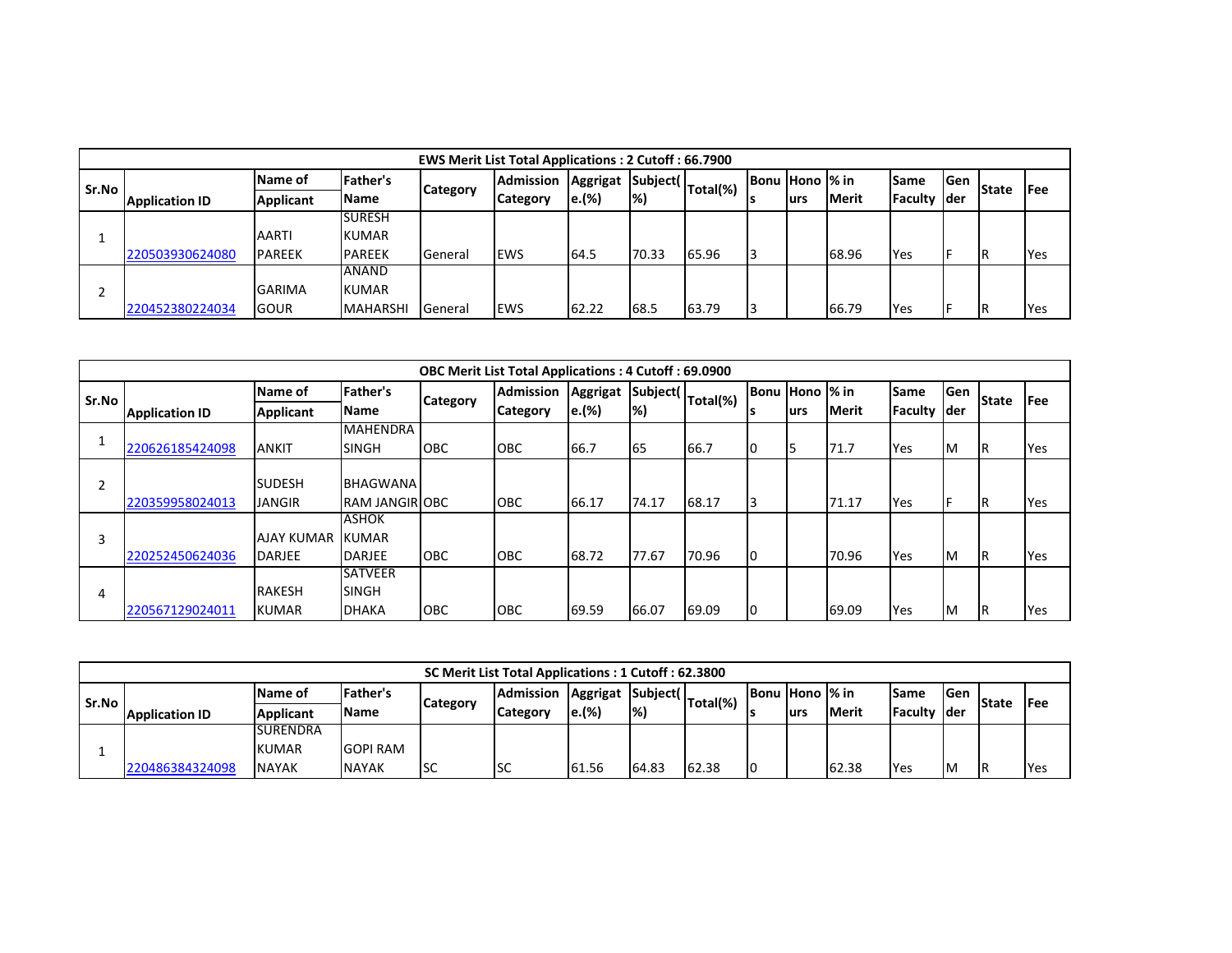| EWS Merit List Total Applications : 2 Cutoff : 66.7900 | | | | | | | | | | | | | | | | |
|---|---|---|---|---|---|---|---|---|---|---|---|---|---|---|---|---|
| Sr.No | Application ID | Name of Applicant | Father's Name | Category | Admission Category | Aggregate.(%) | Subject(%) | Total(%) | Bonus | Honours | % in Merit | Same Faculty | Gender | State | Fee |
| 1 | 220503930624080 | AARTI PAREEK | SURESH KUMAR PAREEK | General | EWS | 64.5 | 70.33 | 65.96 | 3 | | 68.96 | Yes | F | R | Yes |
| 2 | 220452380224034 | GARIMA GOUR | ANAND KUMAR MAHARSHI | General | EWS | 62.22 | 68.5 | 63.79 | 3 | | 66.79 | Yes | F | R | Yes |

| OBC Merit List Total Applications : 4 Cutoff : 69.0900 | | | | | | | | | | | | | | | |
|---|---|---|---|---|---|---|---|---|---|---|---|---|---|---|---|
| Sr.No | Application ID | Name of Applicant | Father's Name | Category | Admission Category | Aggregate.(%) | Subject(%) | Total(%) | Bonus | Honours | % in Merit | Same Faculty | Gender | State | Fee |
| 1 | 220626185424098 | ANKIT | MAHENDRA SINGH | OBC | OBC | 66.7 | 65 | 66.7 | 0 | 5 | 71.7 | Yes | M | R | Yes |
| 2 | 220359958024013 | SUDESH JANGIR | BHAGWANA RAM JANGIR | OBC | OBC | 66.17 | 74.17 | 68.17 | 3 | | 71.17 | Yes | F | R | Yes |
| 3 | 220252450624036 | AJAY KUMAR DARJEE | ASHOK KUMAR DARJEE | OBC | OBC | 68.72 | 77.67 | 70.96 | 0 | | 70.96 | Yes | M | R | Yes |
| 4 | 220567129024011 | RAKESH KUMAR | SATVEER SINGH DHAKA | OBC | OBC | 69.59 | 66.07 | 69.09 | 0 | | 69.09 | Yes | M | R | Yes |

| SC Merit List Total Applications : 1 Cutoff : 62.3800 | | | | | | | | | | | | | | | |
|---|---|---|---|---|---|---|---|---|---|---|---|---|---|---|---|
| Sr.No | Application ID | Name of Applicant | Father's Name | Category | Admission Category | Aggregate.(%) | Subject(%) | Total(%) | Bonus | Honours | % in Merit | Same Faculty | Gender | State | Fee |
| 1 | 220486384324098 | SURENDRA KUMAR NAYAK | GOPI RAM NAYAK | SC | SC | 61.56 | 64.83 | 62.38 | 0 | | 62.38 | Yes | M | R | Yes |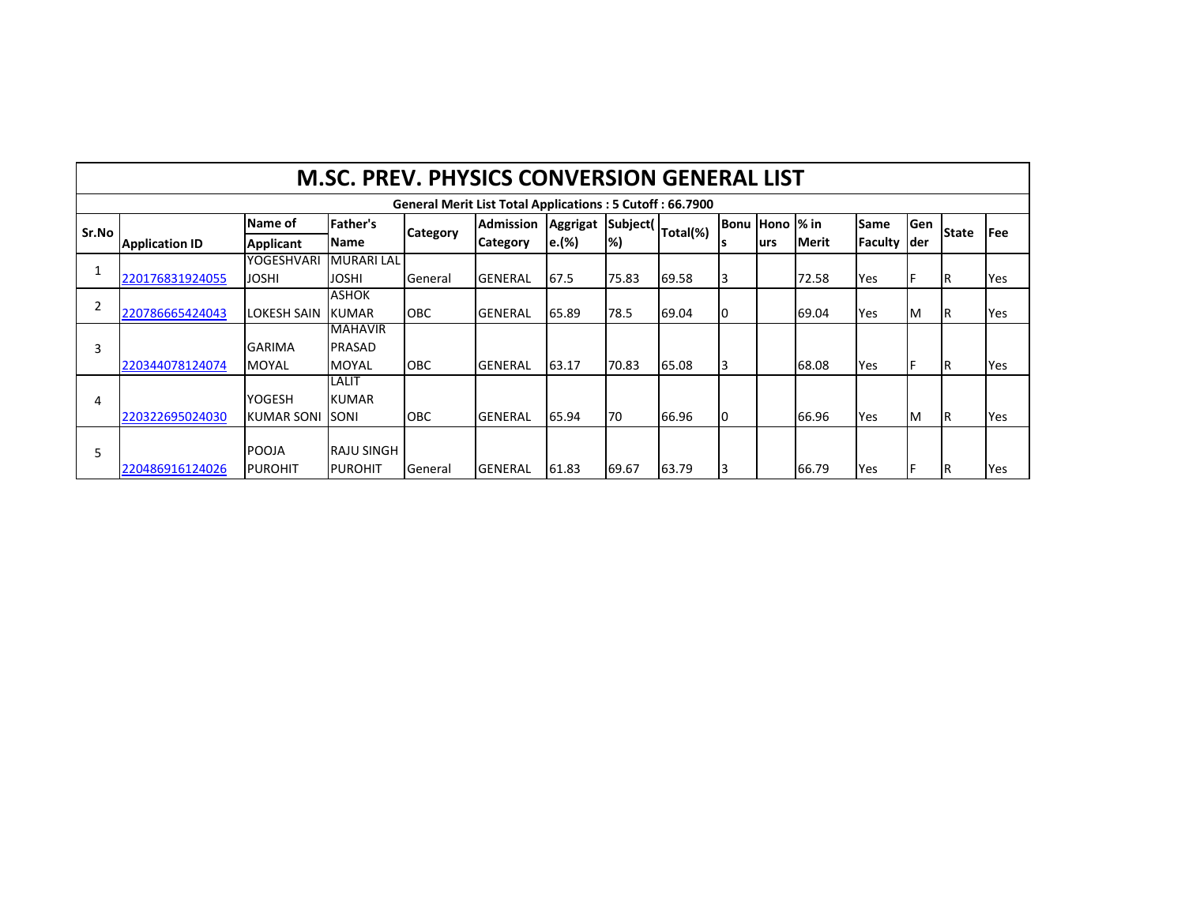# M.SC. PREV. PHYSICS CONVERSION GENERAL LIST

**General Merit List Total Applications : 5 Cutoff : 66.7900**

| Sr.No | Application ID | Name of Applicant | Father's Name | Category | Admission Category | Aggregate.(%) | Subject(%) | Total(%) | Bonus | Honours | % in Merit | Same Faculty | Gender | State | Fee |
|---|---|---|---|---|---|---|---|---|---|---|---|---|---|---|---|
| 1 | 220176831924055 | YOGESHVARI JOSHI | MURARI LAL JOSHI | General | GENERAL | 67.5 | 75.83 | 69.58 | 3 | | 72.58 | Yes | F | R | Yes |
| 2 | 220786665424043 | LOKESH SAIN | ASHOK KUMAR | OBC | GENERAL | 65.89 | 78.5 | 69.04 | 0 | | 69.04 | Yes | M | R | Yes |
| 3 | 220344078124074 | GARIMA MOYAL | MAHAVIR PRASAD MOYAL | OBC | GENERAL | 63.17 | 70.83 | 65.08 | 3 | | 68.08 | Yes | F | R | Yes |
| 4 | 220322695024030 | YOGESH KUMAR SONI | LALIT KUMAR SONI | OBC | GENERAL | 65.94 | 70 | 66.96 | 0 | | 66.96 | Yes | M | R | Yes |
| 5 | 220486916124026 | POOJA PUROHIT | RAJU SINGH PUROHIT | General | GENERAL | 61.83 | 69.67 | 63.79 | 3 | | 66.79 | Yes | F | R | Yes |